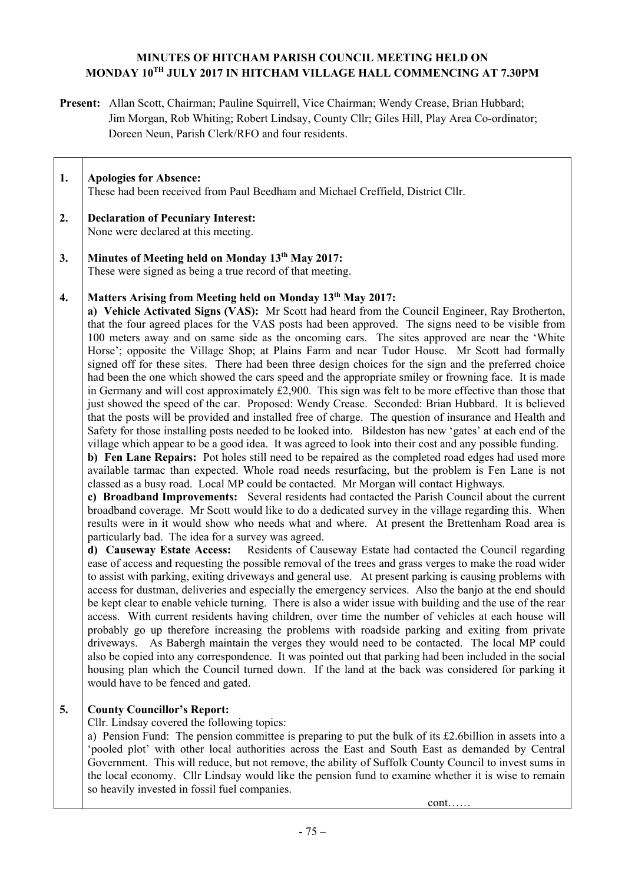# MINUTES OF HITCHAM PARISH COUNCIL MEETING HELD ON MONDAY 10TH JULY 2017 IN HITCHAM VILLAGE HALL COMMENCING AT 7.30PM

**Present:** Allan Scott, Chairman; Pauline Squirrell, Vice Chairman; Wendy Crease, Brian Hubbard; Jim Morgan, Rob Whiting; Robert Lindsay, County Cllr; Giles Hill, Play Area Co-ordinator; Doreen Neun, Parish Clerk/RFO and four residents.

**1. Apologies for Absence:**
These had been received from Paul Beedham and Michael Creffield, District Cllr.

**2. Declaration of Pecuniary Interest:**
None were declared at this meeting.

**3. Minutes of Meeting held on Monday 13th May 2017:**
These were signed as being a true record of that meeting.

**4. Matters Arising from Meeting held on Monday 13th May 2017:**

**a) Vehicle Activated Signs (VAS):** Mr Scott had heard from the Council Engineer, Ray Brotherton, that the four agreed places for the VAS posts had been approved. The signs need to be visible from 100 meters away and on same side as the oncoming cars. The sites approved are near the 'White Horse'; opposite the Village Shop; at Plains Farm and near Tudor House. Mr Scott had formally signed off for these sites. There had been three design choices for the sign and the preferred choice had been the one which showed the cars speed and the appropriate smiley or frowning face. It is made in Germany and will cost approximately £2,900. This sign was felt to be more effective than those that just showed the speed of the car. Proposed: Wendy Crease. Seconded: Brian Hubbard. It is believed that the posts will be provided and installed free of charge. The question of insurance and Health and Safety for those installing posts needed to be looked into. Bildeston has new 'gates' at each end of the village which appear to be a good idea. It was agreed to look into their cost and any possible funding.

**b) Fen Lane Repairs:** Pot holes still need to be repaired as the completed road edges had used more available tarmac than expected. Whole road needs resurfacing, but the problem is Fen Lane is not classed as a busy road. Local MP could be contacted. Mr Morgan will contact Highways.

**c) Broadband Improvements:** Several residents had contacted the Parish Council about the current broadband coverage. Mr Scott would like to do a dedicated survey in the village regarding this. When results were in it would show who needs what and where. At present the Brettenham Road area is particularly bad. The idea for a survey was agreed.

**d) Causeway Estate Access:** Residents of Causeway Estate had contacted the Council regarding ease of access and requesting the possible removal of the trees and grass verges to make the road wider to assist with parking, exiting driveways and general use. At present parking is causing problems with access for dustman, deliveries and especially the emergency services. Also the banjo at the end should be kept clear to enable vehicle turning. There is also a wider issue with building and the use of the rear access. With current residents having children, over time the number of vehicles at each house will probably go up therefore increasing the problems with roadside parking and exiting from private driveways. As Babergh maintain the verges they would need to be contacted. The local MP could also be copied into any correspondence. It was pointed out that parking had been included in the social housing plan which the Council turned down. If the land at the back was considered for parking it would have to be fenced and gated.

**5. County Councillor's Report:**
Cllr. Lindsay covered the following topics:

a) Pension Fund: The pension committee is preparing to put the bulk of its £2.6billion in assets into a 'pooled plot' with other local authorities across the East and South East as demanded by Central Government. This will reduce, but not remove, the ability of Suffolk County Council to invest sums in the local economy. Cllr Lindsay would like the pension fund to examine whether it is wise to remain so heavily invested in fossil fuel companies.

cont……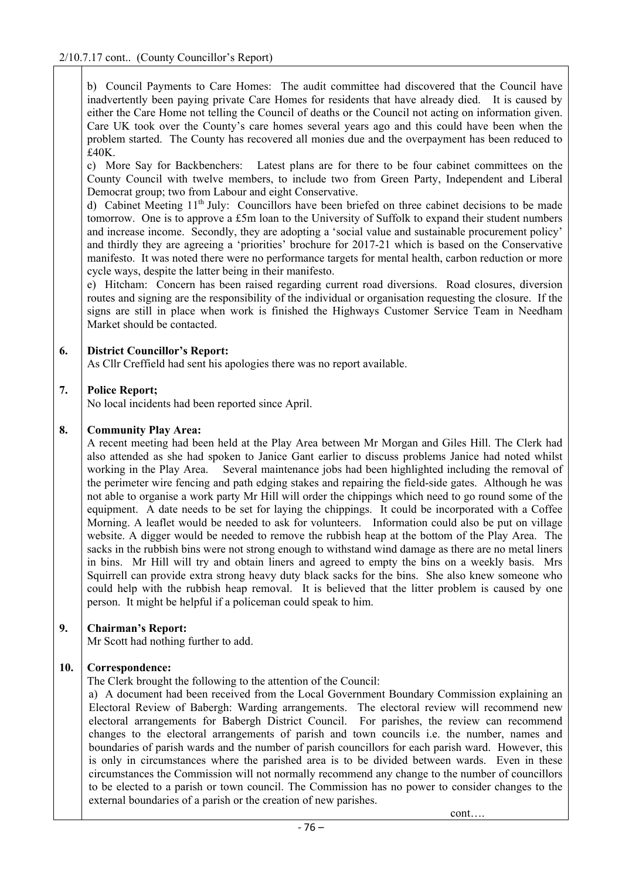2/10.7.17 cont.. (County Councillor's Report)

b) Council Payments to Care Homes: The audit committee had discovered that the Council have inadvertently been paying private Care Homes for residents that have already died. It is caused by either the Care Home not telling the Council of deaths or the Council not acting on information given. Care UK took over the County's care homes several years ago and this could have been when the problem started. The County has recovered all monies due and the overpayment has been reduced to £40K.

c) More Say for Backbenchers: Latest plans are for there to be four cabinet committees on the County Council with twelve members, to include two from Green Party, Independent and Liberal Democrat group; two from Labour and eight Conservative.

d) Cabinet Meeting 11th July: Councillors have been briefed on three cabinet decisions to be made tomorrow. One is to approve a £5m loan to the University of Suffolk to expand their student numbers and increase income. Secondly, they are adopting a 'social value and sustainable procurement policy' and thirdly they are agreeing a 'priorities' brochure for 2017-21 which is based on the Conservative manifesto. It was noted there were no performance targets for mental health, carbon reduction or more cycle ways, despite the latter being in their manifesto.

e) Hitcham: Concern has been raised regarding current road diversions. Road closures, diversion routes and signing are the responsibility of the individual or organisation requesting the closure. If the signs are still in place when work is finished the Highways Customer Service Team in Needham Market should be contacted.

**6. District Councillor's Report:**

As Cllr Creffield had sent his apologies there was no report available.

**7. Police Report;**

No local incidents had been reported since April.

**8. Community Play Area:**

A recent meeting had been held at the Play Area between Mr Morgan and Giles Hill. The Clerk had also attended as she had spoken to Janice Gant earlier to discuss problems Janice had noted whilst working in the Play Area. Several maintenance jobs had been highlighted including the removal of the perimeter wire fencing and path edging stakes and repairing the field-side gates. Although he was not able to organise a work party Mr Hill will order the chippings which need to go round some of the equipment. A date needs to be set for laying the chippings. It could be incorporated with a Coffee Morning. A leaflet would be needed to ask for volunteers. Information could also be put on village website. A digger would be needed to remove the rubbish heap at the bottom of the Play Area. The sacks in the rubbish bins were not strong enough to withstand wind damage as there are no metal liners in bins. Mr Hill will try and obtain liners and agreed to empty the bins on a weekly basis. Mrs Squirrell can provide extra strong heavy duty black sacks for the bins. She also knew someone who could help with the rubbish heap removal. It is believed that the litter problem is caused by one person. It might be helpful if a policeman could speak to him.

**9. Chairman's Report:**

Mr Scott had nothing further to add.

**10. Correspondence:**

The Clerk brought the following to the attention of the Council:

a) A document had been received from the Local Government Boundary Commission explaining an Electoral Review of Babergh: Warding arrangements. The electoral review will recommend new electoral arrangements for Babergh District Council. For parishes, the review can recommend changes to the electoral arrangements of parish and town councils i.e. the number, names and boundaries of parish wards and the number of parish councillors for each parish ward. However, this is only in circumstances where the parished area is to be divided between wards. Even in these circumstances the Commission will not normally recommend any change to the number of councillors to be elected to a parish or town council. The Commission has no power to consider changes to the external boundaries of a parish or the creation of new parishes.

cont….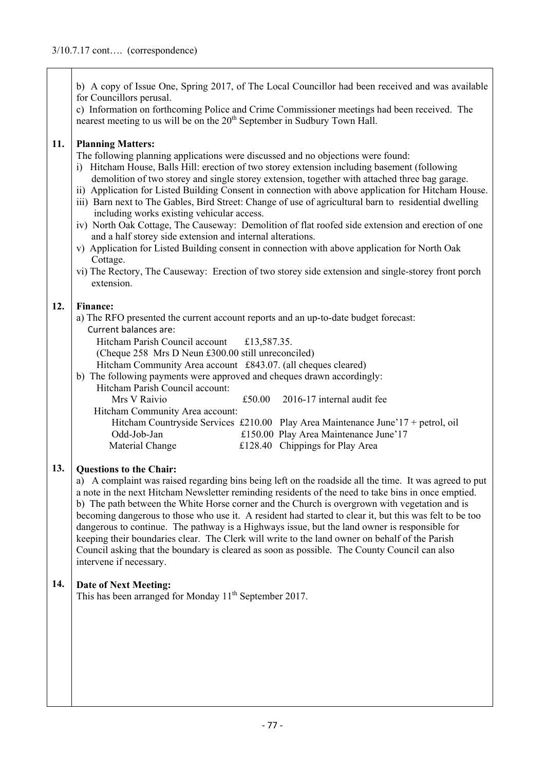3/10.7.17 cont…. (correspondence)

b) A copy of Issue One, Spring 2017, of The Local Councillor had been received and was available for Councillors perusal.

c) Information on forthcoming Police and Crime Commissioner meetings had been received. The nearest meeting to us will be on the 20th September in Sudbury Town Hall.

**11. Planning Matters:**

The following planning applications were discussed and no objections were found:

i) Hitcham House, Balls Hill: erection of two storey extension including basement (following demolition of two storey and single storey extension, together with attached three bag garage.

ii) Application for Listed Building Consent in connection with above application for Hitcham House.

iii) Barn next to The Gables, Bird Street: Change of use of agricultural barn to residential dwelling including works existing vehicular access.

iv) North Oak Cottage, The Causeway: Demolition of flat roofed side extension and erection of one and a half storey side extension and internal alterations.

v) Application for Listed Building consent in connection with above application for North Oak Cottage.

vi) The Rectory, The Causeway: Erection of two storey side extension and single-storey front porch extension.

**12. Finance:**

a) The RFO presented the current account reports and an up-to-date budget forecast:

Current balances are:

Hitcham Parish Council account £13,587.35.

(Cheque 258 Mrs D Neun £300.00 still unreconciled)

Hitcham Community Area account £843.07. (all cheques cleared)

b) The following payments were approved and cheques drawn accordingly:

Hitcham Parish Council account:

| | | |
|---|---|---|
| Mrs V Raivio | £50.00 | 2016-17 internal audit fee |

Hitcham Community Area account:

| | | |
|---|---|---|
| Hitcham Countryside Services | £210.00 | Play Area Maintenance June'17 + petrol, oil |
| Odd-Job-Jan | £150.00 | Play Area Maintenance June'17 |
| Material Change | £128.40 | Chippings for Play Area |

**13. Questions to the Chair:**

a) A complaint was raised regarding bins being left on the roadside all the time. It was agreed to put a note in the next Hitcham Newsletter reminding residents of the need to take bins in once emptied.

b) The path between the White Horse corner and the Church is overgrown with vegetation and is becoming dangerous to those who use it. A resident had started to clear it, but this was felt to be too dangerous to continue. The pathway is a Highways issue, but the land owner is responsible for keeping their boundaries clear. The Clerk will write to the land owner on behalf of the Parish Council asking that the boundary is cleared as soon as possible. The County Council can also intervene if necessary.

**14. Date of Next Meeting:**

This has been arranged for Monday 11th September 2017.